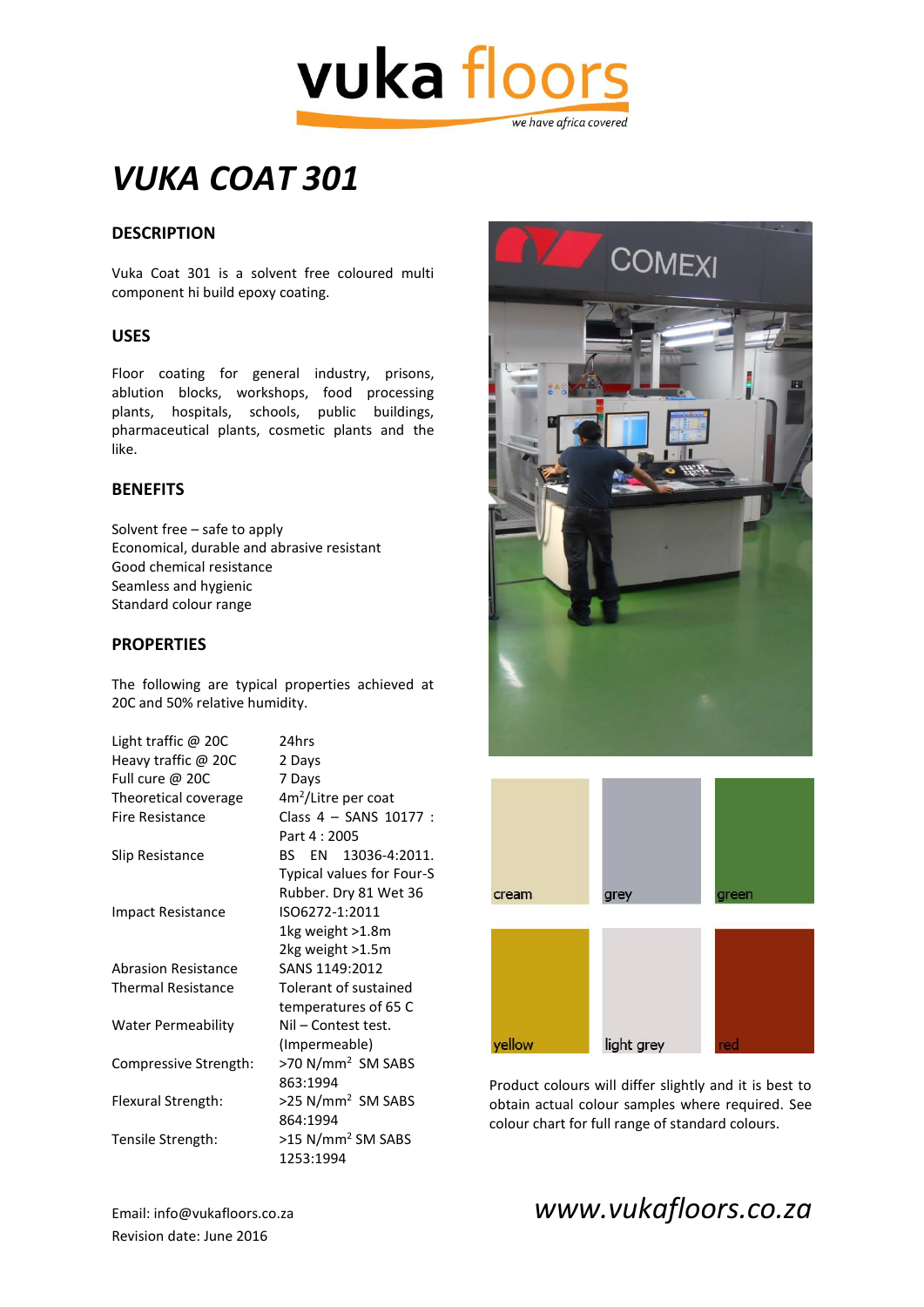vuka floors

*we have africa covered*

# *VUKA COAT 301*

## DESCRIPTION

Vuka Coat 301 is a solvent free coloured multi component hi build epoxy coating.

## USES

Floor coating for general industry, prisons, ablution blocks, workshops, food processing plants, hospitals, schools, public buildings, pharmaceutical plants, cosmetic plants and the like.

## BENEFITS

Solvent free – safe to apply
Economical, durable and abrasive resistant
Good chemical resistance
Seamless and hygienic
Standard colour range

## PROPERTIES

The following are typical properties achieved at 20C and 50% relative humidity.

| | |
|---|---|
| Light traffic @ 20C | 24hrs |
| Heavy traffic @ 20C | 2 Days |
| Full cure @ 20C | 7 Days |
| Theoretical coverage | $4m^2$/Litre per coat |
| Fire Resistance | Class 4 – SANS 10177 : Part 4 : 2005 |
| Slip Resistance | BS EN 13036-4:2011. Typical values for Four-S Rubber. Dry 81 Wet 36 |
| Impact Resistance | ISO6272-1:2011 1kg weight >1.8m 2kg weight >1.5m |
| Abrasion Resistance | SANS 1149:2012 |
| Thermal Resistance | Tolerant of sustained temperatures of 65 C |
| Water Permeability | Nil – Contest test. (Impermeable) |
| Compressive Strength: | >70 $N/mm^2$ SM SABS 863:1994 |
| Flexural Strength: | >25 $N/mm^2$ SM SABS 864:1994 |
| Tensile Strength: | >15 $N/mm^2$ SM SABS 1253:1994 |

cream grey green

yellow light grey red

Product colours will differ slightly and it is best to obtain actual colour samples where required. See colour chart for full range of standard colours.

Email: info@vukafloors.co.za
Revision date: June 2016

*www.vukafloors.co.za*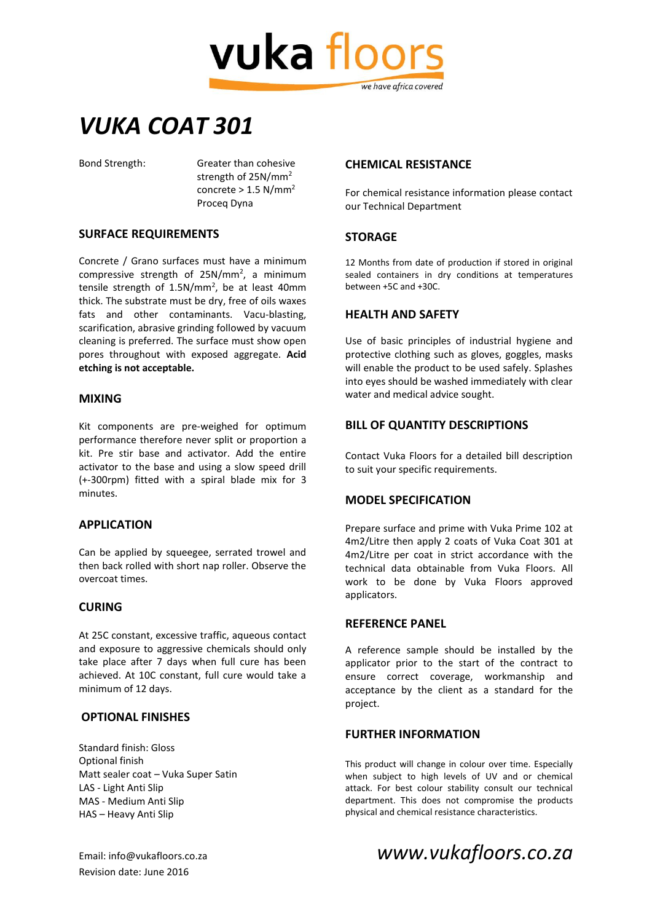# VUKA COAT 301

Bond Strength: Greater than cohesive strength of 25N/mm$^2$ concrete > 1.5 N/mm$^2$ Proceq Dyna

## SURFACE REQUIREMENTS

Concrete / Grano surfaces must have a minimum compressive strength of 25N/mm$^2$, a minimum tensile strength of 1.5N/mm$^2$, be at least 40mm thick. The substrate must be dry, free of oils waxes fats and other contaminants. Vacu-blasting, scarification, abrasive grinding followed by vacuum cleaning is preferred. The surface must show open pores throughout with exposed aggregate. **Acid etching is not acceptable.**

## MIXING

Kit components are pre-weighed for optimum performance therefore never split or proportion a kit. Pre stir base and activator. Add the entire activator to the base and using a slow speed drill (+-300rpm) fitted with a spiral blade mix for 3 minutes.

## APPLICATION

Can be applied by squeegee, serrated trowel and then back rolled with short nap roller. Observe the overcoat times.

## CURING

At 25C constant, excessive traffic, aqueous contact and exposure to aggressive chemicals should only take place after 7 days when full cure has been achieved. At 10C constant, full cure would take a minimum of 12 days.

## OPTIONAL FINISHES

Standard finish: Gloss
Optional finish
Matt sealer coat – Vuka Super Satin
LAS - Light Anti Slip
MAS - Medium Anti Slip
HAS – Heavy Anti Slip

## CHEMICAL RESISTANCE

For chemical resistance information please contact our Technical Department

## STORAGE

12 Months from date of production if stored in original sealed containers in dry conditions at temperatures between +5C and +30C.

## HEALTH AND SAFETY

Use of basic principles of industrial hygiene and protective clothing such as gloves, goggles, masks will enable the product to be used safely. Splashes into eyes should be washed immediately with clear water and medical advice sought.

## BILL OF QUANTITY DESCRIPTIONS

Contact Vuka Floors for a detailed bill description to suit your specific requirements.

## MODEL SPECIFICATION

Prepare surface and prime with Vuka Prime 102 at 4m2/Litre then apply 2 coats of Vuka Coat 301 at 4m2/Litre per coat in strict accordance with the technical data obtainable from Vuka Floors. All work to be done by Vuka Floors approved applicators.

## REFERENCE PANEL

A reference sample should be installed by the applicator prior to the start of the contract to ensure correct coverage, workmanship and acceptance by the client as a standard for the project.

## FURTHER INFORMATION

This product will change in colour over time. Especially when subject to high levels of UV and or chemical attack. For best colour stability consult our technical department. This does not compromise the products physical and chemical resistance characteristics.

Email: info@vukafloors.co.za
Revision date: June 2016

*www.vukafloors.co.za*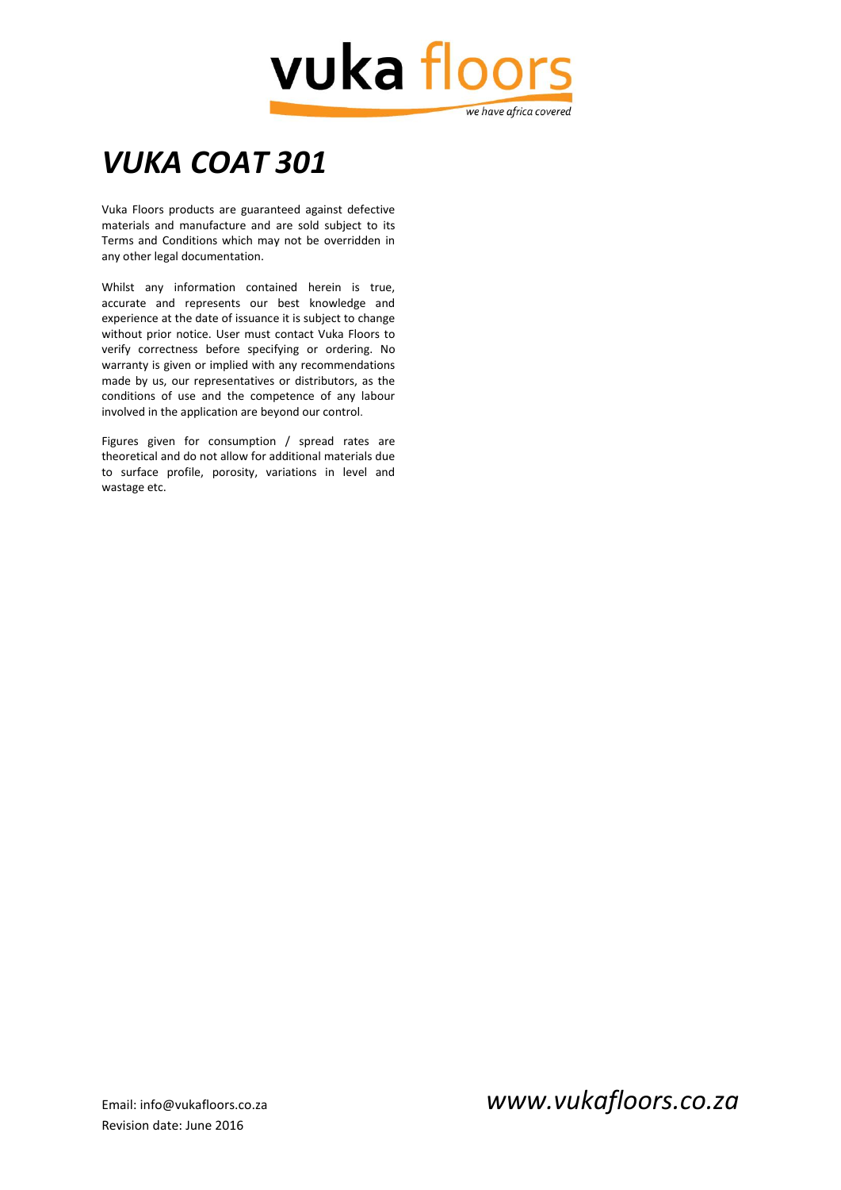# *VUKA COAT 301*

Vuka Floors products are guaranteed against defective materials and manufacture and are sold subject to its Terms and Conditions which may not be overridden in any other legal documentation.

Whilst any information contained herein is true, accurate and represents our best knowledge and experience at the date of issuance it is subject to change without prior notice. User must contact Vuka Floors to verify correctness before specifying or ordering. No warranty is given or implied with any recommendations made by us, our representatives or distributors, as the conditions of use and the competence of any labour involved in the application are beyond our control.

Figures given for consumption / spread rates are theoretical and do not allow for additional materials due to surface profile, porosity, variations in level and wastage etc.

Email: info@vukafloors.co.za

Revision date: June 2016

*www.vukafloors.co.za*